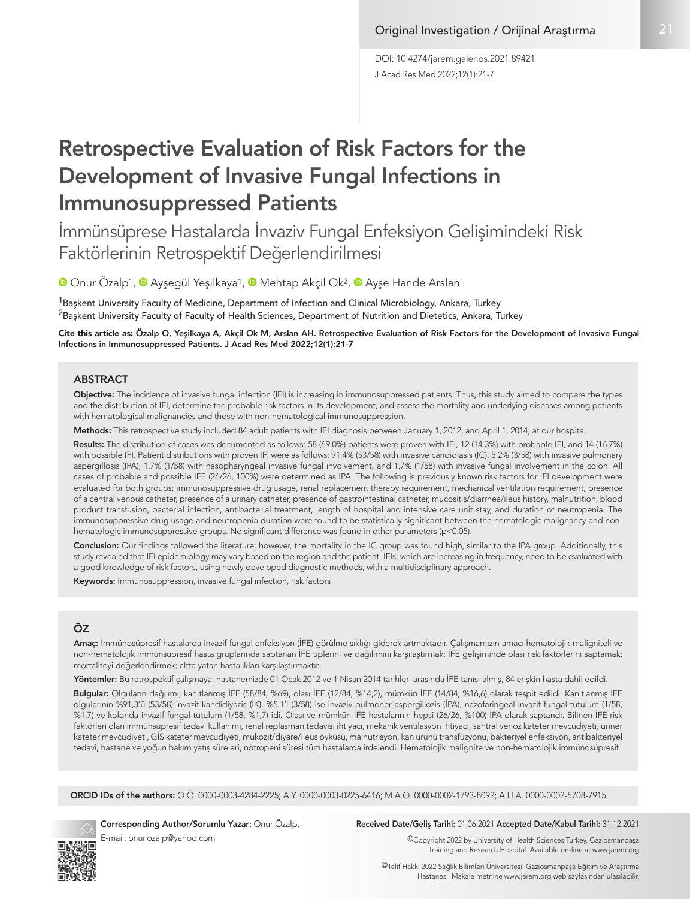Original Investigation / Orijinal Araştırma

DOI: 10.4274/jarem.galenos.2021.89421

# Retrospective Evaluation of Risk Factors for the Development of Invasive Fungal Infections in Immunosuppressed Patients

## İmmünsüprese Hastalarda İnvaziv Fungal Enfeksiyon Gelişimindeki Risk Faktörlerinin Retrospektif Değerlendirilmesi

Onur Özalp[1], Ayşegül Yeşilkaya[1], Mehtap Akçil Ok[2], Ayşe Hande Arslan[1]

[1]Başkent University Faculty of Medicine, Department of Infection and Clinical Microbiology, Ankara, Turkey
[2]Başkent University Faculty of Faculty of Health Sciences, Department of Nutrition and Dietetics, Ankara, Turkey

**Cite this article as: Özalp O, Yeşilkaya A, Akçil Ok M, Arslan AH. Retrospective Evaluation of Risk Factors for the Development of Invasive Fungal Infections in Immunosuppressed Patients. J Acad Res Med 2022;12(1):21-7**

## ABSTRACT

**Objective:** The incidence of invasive fungal infection (IFI) is increasing in immunosuppressed patients. Thus, this study aimed to compare the types and the distribution of IFI, determine the probable risk factors in its development, and assess the mortality and underlying diseases among patients with hematological malignancies and those with non-hematological immunosuppression.

**Methods:** This retrospective study included 84 adult patients with IFI diagnosis between January 1, 2012, and April 1, 2014, at our hospital.

**Results:** The distribution of cases was documented as follows: 58 (69.0%) patients were proven with IFI, 12 (14.3%) with probable IFI, and 14 (16.7%) with possible IFI. Patient distributions with proven IFI were as follows: 91.4% (53/58) with invasive candidiasis (IC), 5.2% (3/58) with invasive pulmonary aspergillosis (IPA), 1.7% (1/58) with nasopharyngeal invasive fungal involvement, and 1.7% (1/58) with invasive fungal involvement in the colon. All cases of probable and possible IFE (26/26, 100%) were determined as IPA. The following is previously known risk factors for IFI development were evaluated for both groups: immunosuppressive drug usage, renal replacement therapy requirement, mechanical ventilation requirement, presence of a central venous catheter, presence of a urinary catheter, presence of gastrointestinal catheter, mucositis/diarrhea/ileus history, malnutrition, blood product transfusion, bacterial infection, antibacterial treatment, length of hospital and intensive care unit stay, and duration of neutropenia. The immunosuppressive drug usage and neutropenia duration were found to be statistically significant between the hematologic malignancy and non-hematologic immunosuppressive groups. No significant difference was found in other parameters ($p<0.05$).

**Conclusion:** Our findings followed the literature; however, the mortality in the IC group was found high, similar to the IPA group. Additionally, this study revealed that IFI epidemiology may vary based on the region and the patient. IFIs, which are increasing in frequency, need to be evaluated with a good knowledge of risk factors, using newly developed diagnostic methods, with a multidisciplinary approach.

**Keywords:** Immunosuppression, invasive fungal infection, risk factors

## ÖZ

**Amaç:** İmmünosüpresif hastalarda invazif fungal enfeksiyon (İFE) görülme sıklığı giderek artmaktadır. Çalışmamızın amacı hematolojik maligniteli ve non-hematolojik immünsüpresif hasta gruplarında saptanan İFE tiplerini ve dağılımını karşılaştırmak; İFE gelişiminde olası risk faktörlerini saptamak; mortaliteyi değerlendirmek; altta yatan hastalıkları karşılaştırmaktır.

**Yöntemler:** Bu retrospektif çalışmaya, hastanemizde 01 Ocak 2012 ve 1 Nisan 2014 tarihleri arasında İFE tanısı almış, 84 erişkin hasta dahil edildi.

**Bulgular:** Olguların dağılımı; kanıtlanmış İFE (58/84, %69), olası İFE (12/84, %14,2), mümkün İFE (14/84, %16,6) olarak tespit edildi. Kanıtlanmış İFE olgularının %91,3'ü (53/58) invazif kandidiyazis (İK), %5,1'i (3/58) ise invaziv pulmoner aspergillozis (İPA), nazofaringeal invazif fungal tutulum (1/58, %1,7) ve kolonda invazif fungal tutulum (1/58, %1,7) idi. Olası ve mümkün İFE hastalarının hepsi (26/26, %100) İPA olarak saptandı. Bilinen İFE risk faktörleri olan immünsüpresif tedavi kullanımı, renal replasman tedavisi ihtiyacı, mekanik ventilasyon ihtiyacı, santral venöz kateter mevcudiyeti, üriner kateter mevcudiyeti, GİS kateter mevcudiyeti, mukozit/diyare/ileus öyküsü, malnutrisyon, kan ürünü transfüzyonu, bakteriyel enfeksiyon, antibakteriyel tedavi, hastane ve yoğun bakım yatış süreleri, nötropeni süresi tüm hastalarda irdelendi. Hematolojik malignite ve non-hematolojik immünosüpresif

**ORCID IDs of the authors:** O.Ö. 0000-0003-4284-2225; A.Y. 0000-0003-0225-6416; M.A.O. 0000-0002-1793-8092; A.H.A. 0000-0002-5708-7915.

**Corresponding Author/Sorumlu Yazar:** Onur Özalp,
E-mail: onur.ozalp@yahoo.com

**Received Date/Geliş Tarihi:** 01.06.2021 **Accepted Date/Kabul Tarihi:** 31.12.2021

©Copyright 2022 by University of Health Sciences Turkey, Gaziosmanpaşa Training and Research Hospital. Available on-line at www.jarem.org

©Telif Hakkı 2022 Sağlık Bilimleri Üniversitesi, Gaziosmanpaşa Eğitim ve Araştırma Hastanesi. Makale metnine www.jarem.org web sayfasından ulaşılabilir.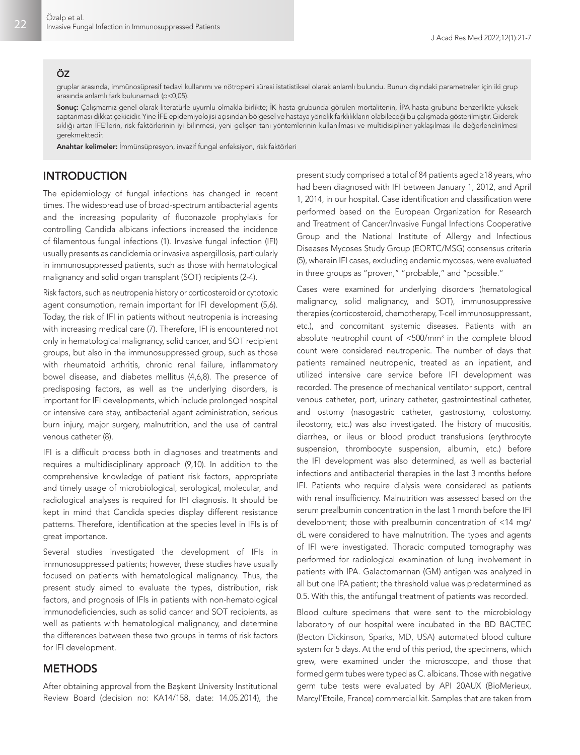## ÖZ

gruplar arasında, immünosüpresif tedavi kullanımı ve nötropeni süresi istatistiksel olarak anlamlı bulundu. Bunun dışındaki parametreler için iki grup arasında anlamlı fark bulunamadı (p<0,05).

**Sonuç:** Çalışmamız genel olarak literatürle uyumlu olmakla birlikte; İK hasta grubunda görülen mortalitenin, İPA hasta grubuna benzerlikte yüksek saptanması dikkat çekicidir. Yine İFE epidemiyolojisi açısından bölgesel ve hastaya yönelik farklılıkların olabileceği bu çalışmada gösterilmiştir. Giderek sıklığı artan İFE'lerin, risk faktörlerinin iyi bilinmesi, yeni gelişen tanı yöntemlerinin kullanılması ve multidisipliner yaklaşılması ile değerlendirilmesi gerekmektedir.

**Anahtar kelimeler:** İmmünsüpresyon, invazif fungal enfeksiyon, risk faktörleri

## INTRODUCTION

The epidemiology of fungal infections has changed in recent times. The widespread use of broad-spectrum antibacterial agents and the increasing popularity of fluconazole prophylaxis for controlling Candida albicans infections increased the incidence of filamentous fungal infections (1). Invasive fungal infection (IFI) usually presents as candidemia or invasive aspergillosis, particularly in immunosuppressed patients, such as those with hematological malignancy and solid organ transplant (SOT) recipients (2-4).

Risk factors, such as neutropenia history or corticosteroid or cytotoxic agent consumption, remain important for IFI development (5,6). Today, the risk of IFI in patients without neutropenia is increasing with increasing medical care (7). Therefore, IFI is encountered not only in hematological malignancy, solid cancer, and SOT recipient groups, but also in the immunosuppressed group, such as those with rheumatoid arthritis, chronic renal failure, inflammatory bowel disease, and diabetes mellitus (4,6,8). The presence of predisposing factors, as well as the underlying disorders, is important for IFI developments, which include prolonged hospital or intensive care stay, antibacterial agent administration, serious burn injury, major surgery, malnutrition, and the use of central venous catheter (8).

IFI is a difficult process both in diagnoses and treatments and requires a multidisciplinary approach (9,10). In addition to the comprehensive knowledge of patient risk factors, appropriate and timely usage of microbiological, serological, molecular, and radiological analyses is required for IFI diagnosis. It should be kept in mind that Candida species display different resistance patterns. Therefore, identification at the species level in IFIs is of great importance.

Several studies investigated the development of IFIs in immunosuppressed patients; however, these studies have usually focused on patients with hematological malignancy. Thus, the present study aimed to evaluate the types, distribution, risk factors, and prognosis of IFIs in patients with non-hematological immunodeficiencies, such as solid cancer and SOT recipients, as well as patients with hematological malignancy, and determine the differences between these two groups in terms of risk factors for IFI development.

## METHODS

After obtaining approval from the Başkent University Institutional Review Board (decision no: KA14/158, date: 14.05.2014), the present study comprised a total of 84 patients aged ≥18 years, who had been diagnosed with IFI between January 1, 2012, and April 1, 2014, in our hospital. Case identification and classification were performed based on the European Organization for Research and Treatment of Cancer/Invasive Fungal Infections Cooperative Group and the National Institute of Allergy and Infectious Diseases Mycoses Study Group (EORTC/MSG) consensus criteria (5), wherein IFI cases, excluding endemic mycoses, were evaluated in three groups as "proven," "probable," and "possible."

Cases were examined for underlying disorders (hematological malignancy, solid malignancy, and SOT), immunosuppressive therapies (corticosteroid, chemotherapy, T-cell immunosuppressant, etc.), and concomitant systemic diseases. Patients with an absolute neutrophil count of <500/mm$^3$ in the complete blood count were considered neutropenic. The number of days that patients remained neutropenic, treated as an inpatient, and utilized intensive care service before IFI development was recorded. The presence of mechanical ventilator support, central venous catheter, port, urinary catheter, gastrointestinal catheter, and ostomy (nasogastric catheter, gastrostomy, colostomy, ileostomy, etc.) was also investigated. The history of mucositis, diarrhea, or ileus or blood product transfusions (erythrocyte suspension, thrombocyte suspension, albumin, etc.) before the IFI development was also determined, as well as bacterial infections and antibacterial therapies in the last 3 months before IFI. Patients who require dialysis were considered as patients with renal insufficiency. Malnutrition was assessed based on the serum prealbumin concentration in the last 1 month before the IFI development; those with prealbumin concentration of <14 mg/dL were considered to have malnutrition. The types and agents of IFI were investigated. Thoracic computed tomography was performed for radiological examination of lung involvement in patients with IPA. Galactomannan (GM) antigen was analyzed in all but one IPA patient; the threshold value was predetermined as 0.5. With this, the antifungal treatment of patients was recorded.

Blood culture specimens that were sent to the microbiology laboratory of our hospital were incubated in the BD BACTEC (Becton Dickinson, Sparks, MD, USA) automated blood culture system for 5 days. At the end of this period, the specimens, which grew, were examined under the microscope, and those that formed germ tubes were typed as C. albicans. Those with negative germ tube tests were evaluated by API 20AUX (BioMerieux, Marcyl'Etoile, France) commercial kit. Samples that are taken from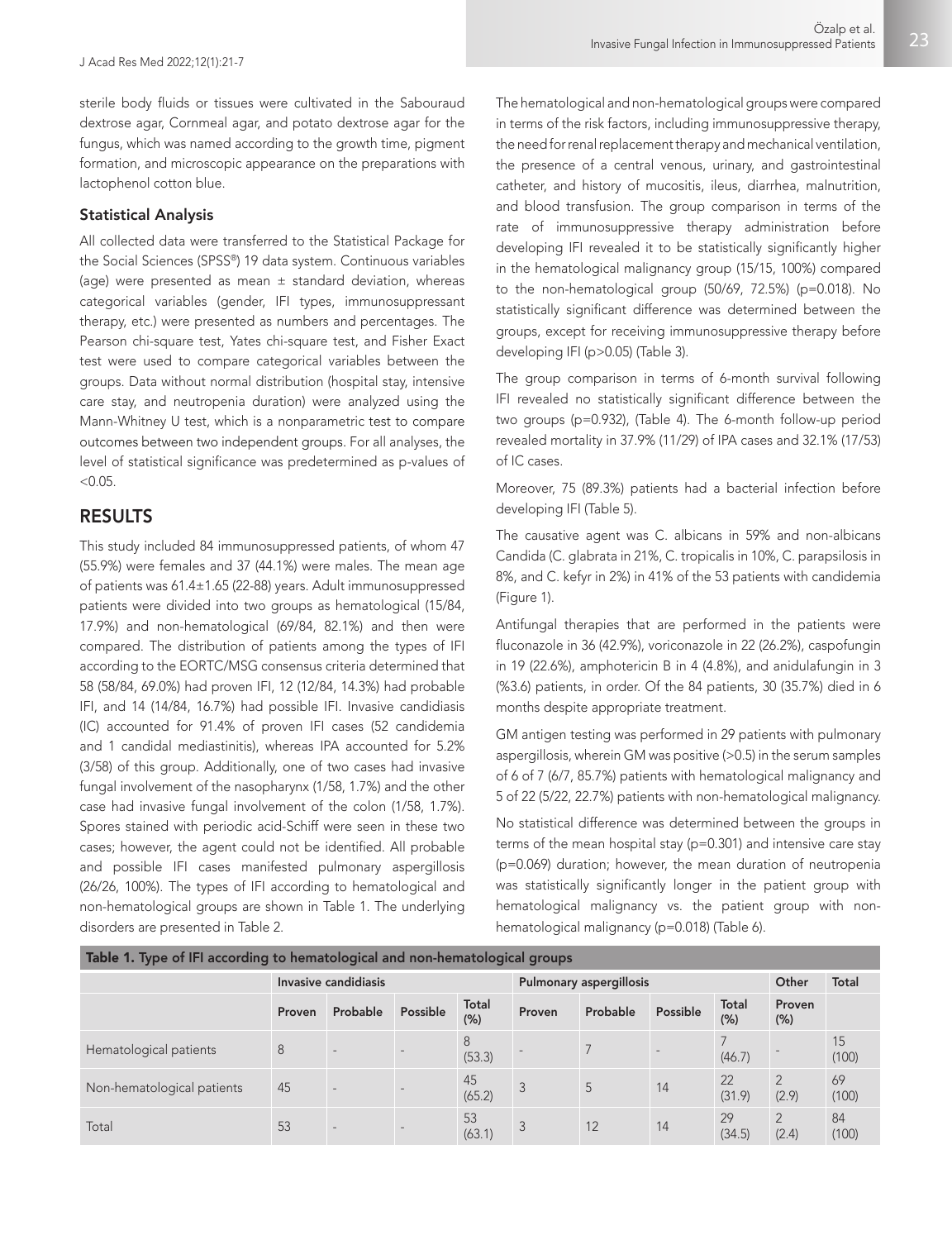sterile body fluids or tissues were cultivated in the Sabouraud dextrose agar, Cornmeal agar, and potato dextrose agar for the fungus, which was named according to the growth time, pigment formation, and microscopic appearance on the preparations with lactophenol cotton blue.

### Statistical Analysis

All collected data were transferred to the Statistical Package for the Social Sciences (SPSS®) 19 data system. Continuous variables (age) were presented as mean ± standard deviation, whereas categorical variables (gender, IFI types, immunosuppressant therapy, etc.) were presented as numbers and percentages. The Pearson chi-square test, Yates chi-square test, and Fisher Exact test were used to compare categorical variables between the groups. Data without normal distribution (hospital stay, intensive care stay, and neutropenia duration) were analyzed using the Mann-Whitney U test, which is a nonparametric test to compare outcomes between two independent groups. For all analyses, the level of statistical significance was predetermined as p-values of <0.05.

## RESULTS

This study included 84 immunosuppressed patients, of whom 47 (55.9%) were females and 37 (44.1%) were males. The mean age of patients was 61.4±1.65 (22-88) years. Adult immunosuppressed patients were divided into two groups as hematological (15/84, 17.9%) and non-hematological (69/84, 82.1%) and then were compared. The distribution of patients among the types of IFI according to the EORTC/MSG consensus criteria determined that 58 (58/84, 69.0%) had proven IFI, 12 (12/84, 14.3%) had probable IFI, and 14 (14/84, 16.7%) had possible IFI. Invasive candidiasis (IC) accounted for 91.4% of proven IFI cases (52 candidemia and 1 candidal mediastinitis), whereas IPA accounted for 5.2% (3/58) of this group. Additionally, one of two cases had invasive fungal involvement of the nasopharynx (1/58, 1.7%) and the other case had invasive fungal involvement of the colon (1/58, 1.7%). Spores stained with periodic acid-Schiff were seen in these two cases; however, the agent could not be identified. All probable and possible IFI cases manifested pulmonary aspergillosis (26/26, 100%). The types of IFI according to hematological and non-hematological groups are shown in Table 1. The underlying disorders are presented in Table 2.

The hematological and non-hematological groups were compared in terms of the risk factors, including immunosuppressive therapy, the need for renal replacement therapy and mechanical ventilation, the presence of a central venous, urinary, and gastrointestinal catheter, and history of mucositis, ileus, diarrhea, malnutrition, and blood transfusion. The group comparison in terms of the rate of immunosuppressive therapy administration before developing IFI revealed it to be statistically significantly higher in the hematological malignancy group (15/15, 100%) compared to the non-hematological group (50/69, 72.5%) (p=0.018). No statistically significant difference was determined between the groups, except for receiving immunosuppressive therapy before developing IFI (p>0.05) (Table 3).

The group comparison in terms of 6-month survival following IFI revealed no statistically significant difference between the two groups (p=0.932), (Table 4). The 6-month follow-up period revealed mortality in 37.9% (11/29) of IPA cases and 32.1% (17/53) of IC cases.

Moreover, 75 (89.3%) patients had a bacterial infection before developing IFI (Table 5).

The causative agent was C. albicans in 59% and non-albicans Candida (C. glabrata in 21%, C. tropicalis in 10%, C. parapsilosis in 8%, and C. kefyr in 2%) in 41% of the 53 patients with candidemia (Figure 1).

Antifungal therapies that are performed in the patients were fluconazole in 36 (42.9%), voriconazole in 22 (26.2%), caspofungin in 19 (22.6%), amphotericin B in 4 (4.8%), and anidulafungin in 3 (%3.6) patients, in order. Of the 84 patients, 30 (35.7%) died in 6 months despite appropriate treatment.

GM antigen testing was performed in 29 patients with pulmonary aspergillosis, wherein GM was positive (>0.5) in the serum samples of 6 of 7 (6/7, 85.7%) patients with hematological malignancy and 5 of 22 (5/22, 22.7%) patients with non-hematological malignancy.

No statistical difference was determined between the groups in terms of the mean hospital stay (p=0.301) and intensive care stay (p=0.069) duration; however, the mean duration of neutropenia was statistically significantly longer in the patient group with hematological malignancy vs. the patient group with non-hematological malignancy (p=0.018) (Table 6).

**Table 1.** Type of IFI according to hematological and non-hematological groups

| | Invasive candidiasis | | | | Pulmonary aspergillosis | | | | Other | Total |
|---|---|---|---|---|---|---|---|---|---|---|
| | Proven | Probable | Possible | Total (%) | Proven | Probable | Possible | Total (%) | Proven (%) | |
| Hematological patients | 8 | - | - | 8 (53.3) | - | 7 | - | 7 (46.7) | - | 15 (100) |
| Non-hematological patients | 45 | - | - | 45 (65.2) | 3 | 5 | 14 | 22 (31.9) | 2 (2.9) | 69 (100) |
| Total | 53 | - | - | 53 (63.1) | 3 | 12 | 14 | 29 (34.5) | 2 (2.4) | 84 (100) |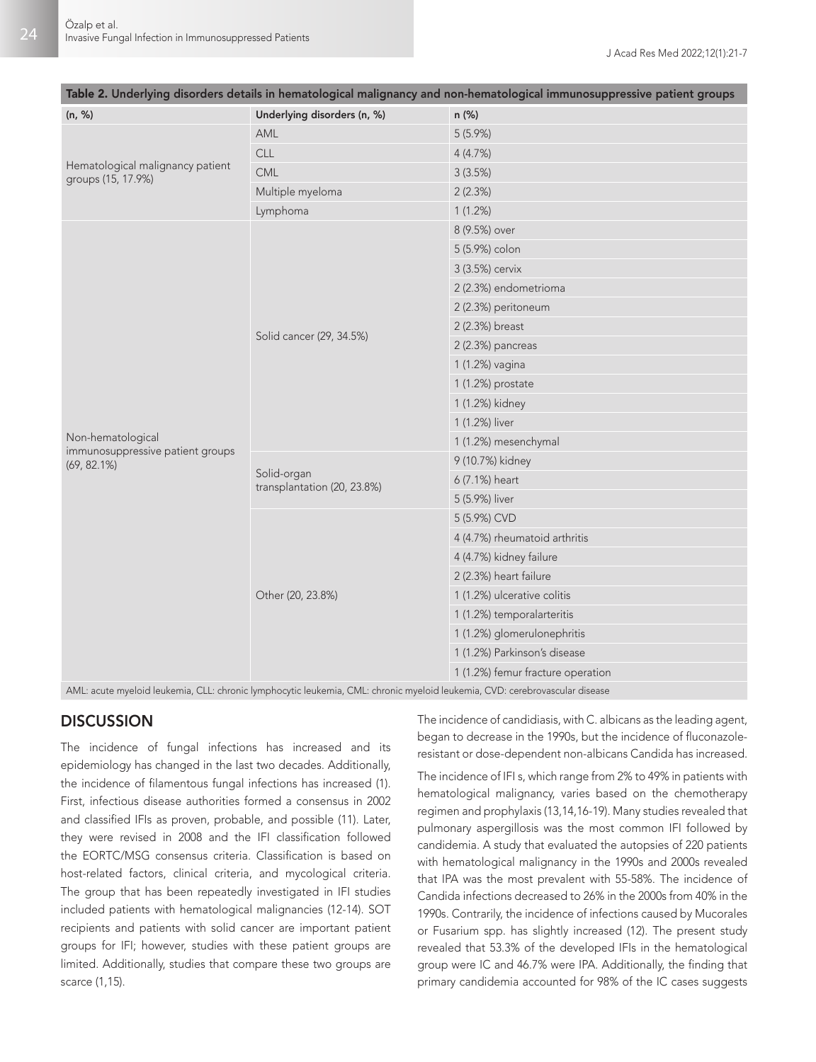**Table 2.** Underlying disorders details in hematological malignancy and non-hematological immunosuppressive patient groups

| (n, %) | Underlying disorders (n, %) | n (%) |
|---|---|---|
| Hematological malignancy patient groups (15, 17.9%) | AML | 5 (5.9%) |
| | CLL | 4 (4.7%) |
| | CML | 3 (3.5%) |
| | Multiple myeloma | 2 (2.3%) |
| | Lymphoma | 1 (1.2%) |
| Non-hematological immunosuppressive patient groups (69, 82.1%) | Solid cancer (29, 34.5%) | 8 (9.5%) over |
| | | 5 (5.9%) colon |
| | | 3 (3.5%) cervix |
| | | 2 (2.3%) endometrioma |
| | | 2 (2.3%) peritoneum |
| | | 2 (2.3%) breast |
| | | 2 (2.3%) pancreas |
| | | 1 (1.2%) vagina |
| | | 1 (1.2%) prostate |
| | | 1 (1.2%) kidney |
| | | 1 (1.2%) liver |
| | | 1 (1.2%) mesenchymal |
| | Solid-organ transplantation (20, 23.8%) | 9 (10.7%) kidney |
| | | 6 (7.1%) heart |
| | | 5 (5.9%) liver |
| | Other (20, 23.8%) | 5 (5.9%) CVD |
| | | 4 (4.7%) rheumatoid arthritis |
| | | 4 (4.7%) kidney failure |
| | | 2 (2.3%) heart failure |
| | | 1 (1.2%) ulcerative colitis |
| | | 1 (1.2%) temporalarteritis |
| | | 1 (1.2%) glomerulonephritis |
| | | 1 (1.2%) Parkinson's disease |
| | | 1 (1.2%) femur fracture operation |

AML: acute myeloid leukemia, CLL: chronic lymphocytic leukemia, CML: chronic myeloid leukemia, CVD: cerebrovascular disease

## DISCUSSION

The incidence of fungal infections has increased and its epidemiology has changed in the last two decades. Additionally, the incidence of filamentous fungal infections has increased (1). First, infectious disease authorities formed a consensus in 2002 and classified IFIs as proven, probable, and possible (11). Later, they were revised in 2008 and the IFI classification followed the EORTC/MSG consensus criteria. Classification is based on host-related factors, clinical criteria, and mycological criteria. The group that has been repeatedly investigated in IFI studies included patients with hematological malignancies (12-14). SOT recipients and patients with solid cancer are important patient groups for IFI; however, studies with these patient groups are limited. Additionally, studies that compare these two groups are scarce (1,15).

The incidence of candidiasis, with C. albicans as the leading agent, began to decrease in the 1990s, but the incidence of fluconazole-resistant or dose-dependent non-albicans Candida has increased.

The incidence of IFI s, which range from 2% to 49% in patients with hematological malignancy, varies based on the chemotherapy regimen and prophylaxis (13,14,16-19). Many studies revealed that pulmonary aspergillosis was the most common IFI followed by candidemia. A study that evaluated the autopsies of 220 patients with hematological malignancy in the 1990s and 2000s revealed that IPA was the most prevalent with 55-58%. The incidence of Candida infections decreased to 26% in the 2000s from 40% in the 1990s. Contrarily, the incidence of infections caused by Mucorales or Fusarium spp. has slightly increased (12). The present study revealed that 53.3% of the developed IFIs in the hematological group were IC and 46.7% were IPA. Additionally, the finding that primary candidemia accounted for 98% of the IC cases suggests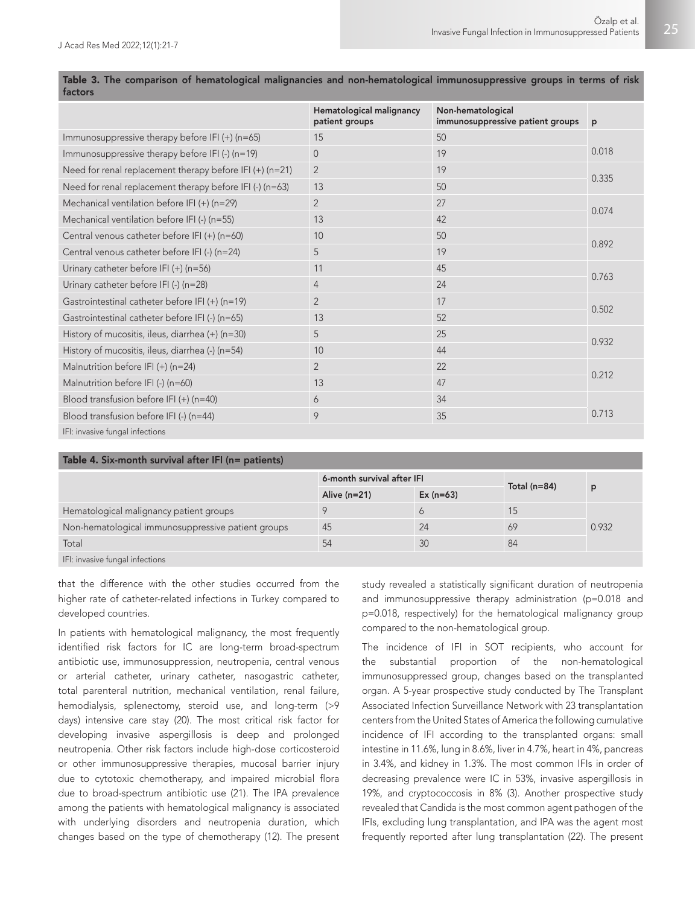**Table 3.** The comparison of hematological malignancies and non-hematological immunosuppressive groups in terms of risk factors

| | Hematological malignancy patient groups | Non-hematological immunosuppressive patient groups | p |
|---|---|---|---|
| Immunosuppressive therapy before IFI (+) (n=65) | 15 | 50 | 0.018 |
| Immunosuppressive therapy before IFI (-) (n=19) | 0 | 19 | |
| Need for renal replacement therapy before IFI (+) (n=21) | 2 | 19 | 0.335 |
| Need for renal replacement therapy before IFI (-) (n=63) | 13 | 50 | |
| Mechanical ventilation before IFI (+) (n=29) | 2 | 27 | 0.074 |
| Mechanical ventilation before IFI (-) (n=55) | 13 | 42 | |
| Central venous catheter before IFI (+) (n=60) | 10 | 50 | 0.892 |
| Central venous catheter before IFI (-) (n=24) | 5 | 19 | |
| Urinary catheter before IFI (+) (n=56) | 11 | 45 | 0.763 |
| Urinary catheter before IFI (-) (n=28) | 4 | 24 | |
| Gastrointestinal catheter before IFI (+) (n=19) | 2 | 17 | 0.502 |
| Gastrointestinal catheter before IFI (-) (n=65) | 13 | 52 | |
| History of mucositis, ileus, diarrhea (+) (n=30) | 5 | 25 | 0.932 |
| History of mucositis, ileus, diarrhea (-) (n=54) | 10 | 44 | |
| Malnutrition before IFI (+) (n=24) | 2 | 22 | 0.212 |
| Malnutrition before IFI (-) (n=60) | 13 | 47 | |
| Blood transfusion before IFI (+) (n=40) | 6 | 34 | 0.713 |
| Blood transfusion before IFI (-) (n=44) | 9 | 35 | |

IFI: invasive fungal infections

**Table 4.** Six-month survival after IFI (n= patients)

| | 6-month survival after IFI | | Total (n=84) | p |
|---|---|---|---|---|
| | Alive (n=21) | Ex (n=63) | | |
| Hematological malignancy patient groups | 9 | 6 | 15 | 0.932 |
| Non-hematological immunosuppressive patient groups | 45 | 24 | 69 | |
| Total | 54 | 30 | 84 | |

IFI: invasive fungal infections

that the difference with the other studies occurred from the higher rate of catheter-related infections in Turkey compared to developed countries.

In patients with hematological malignancy, the most frequently identified risk factors for IC are long-term broad-spectrum antibiotic use, immunosuppression, neutropenia, central venous or arterial catheter, urinary catheter, nasogastric catheter, total parenteral nutrition, mechanical ventilation, renal failure, hemodialysis, splenectomy, steroid use, and long-term (>9 days) intensive care stay (20). The most critical risk factor for developing invasive aspergillosis is deep and prolonged neutropenia. Other risk factors include high-dose corticosteroid or other immunosuppressive therapies, mucosal barrier injury due to cytotoxic chemotherapy, and impaired microbial flora due to broad-spectrum antibiotic use (21). The IPA prevalence among the patients with hematological malignancy is associated with underlying disorders and neutropenia duration, which changes based on the type of chemotherapy (12). The present study revealed a statistically significant duration of neutropenia and immunosuppressive therapy administration (p=0.018 and p=0.018, respectively) for the hematological malignancy group compared to the non-hematological group.

The incidence of IFI in SOT recipients, who account for the substantial proportion of the non-hematological immunosuppressed group, changes based on the transplanted organ. A 5-year prospective study conducted by The Transplant Associated Infection Surveillance Network with 23 transplantation centers from the United States of America the following cumulative incidence of IFI according to the transplanted organs: small intestine in 11.6%, lung in 8.6%, liver in 4.7%, heart in 4%, pancreas in 3.4%, and kidney in 1.3%. The most common IFIs in order of decreasing prevalence were IC in 53%, invasive aspergillosis in 19%, and cryptococcosis in 8% (3). Another prospective study revealed that Candida is the most common agent pathogen of the IFIs, excluding lung transplantation, and IPA was the agent most frequently reported after lung transplantation (22). The present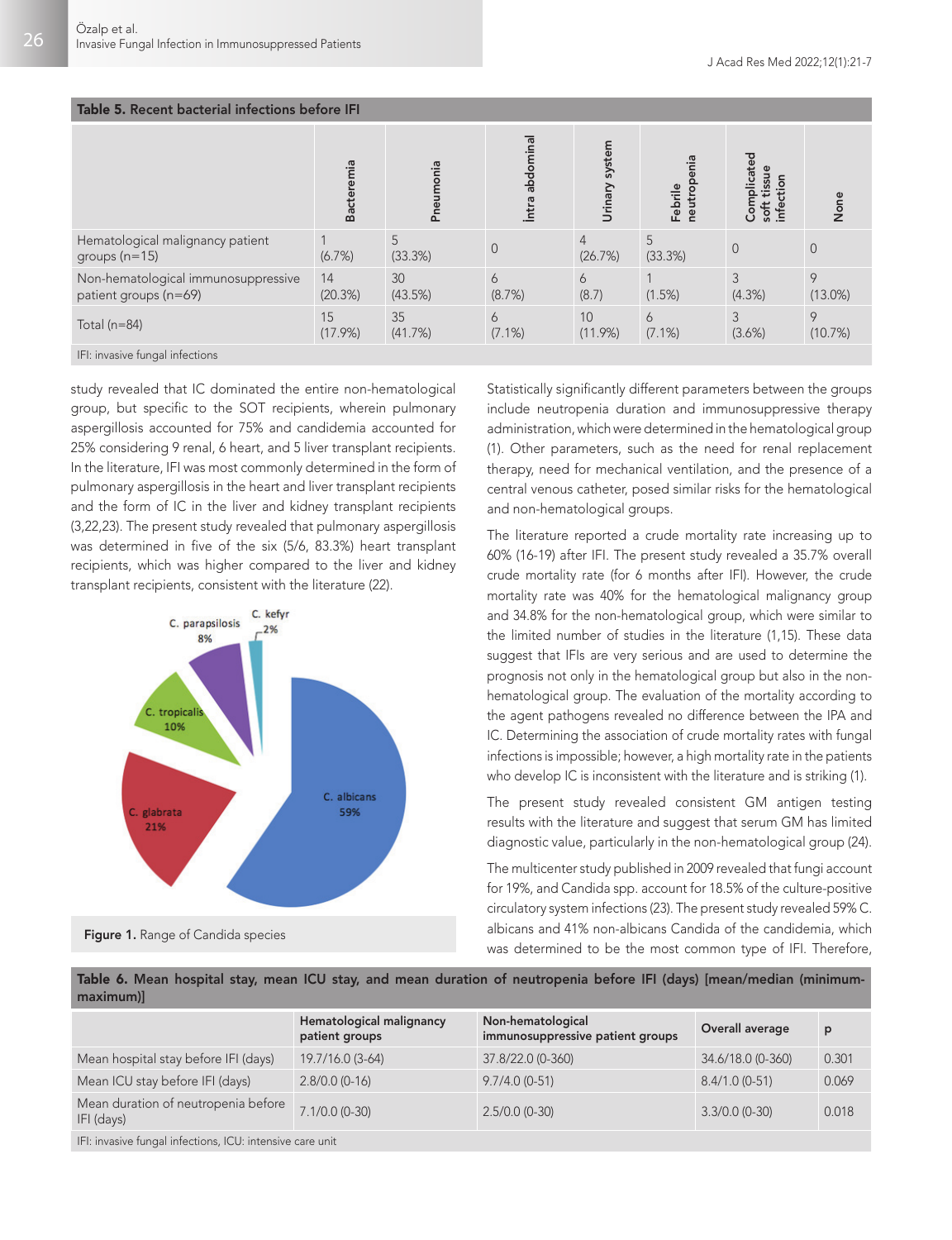**Table 5. Recent bacterial infections before IFI**

| | Bacteremia | Pneumonia | İntra abdominal | Urinary system | Febrile neutropenia | Complicated soft tissue infection | None |
|---|---|---|---|---|---|---|---|
| Hematological malignancy patient groups (n=15) | 1 (6.7%) | 5 (33.3%) | 0 | 4 (26.7%) | 5 (33.3%) | 0 | 0 |
| Non-hematological immunosuppressive patient groups (n=69) | 14 (20.3%) | 30 (43.5%) | 6 (8.7%) | 6 (8.7) | 1 (1.5%) | 3 (4.3%) | 9 (13.0%) |
| Total (n=84) | 15 (17.9%) | 35 (41.7%) | 6 (7.1%) | 10 (11.9%) | 6 (7.1%) | 3 (3.6%) | 9 (10.7%) |

IFI: invasive fungal infections

study revealed that IC dominated the entire non-hematological group, but specific to the SOT recipients, wherein pulmonary aspergillosis accounted for 75% and candidemia accounted for 25% considering 9 renal, 6 heart, and 5 liver transplant recipients. In the literature, IFI was most commonly determined in the form of pulmonary aspergillosis in the heart and liver transplant recipients and the form of IC in the liver and kidney transplant recipients (3,22,23). The present study revealed that pulmonary aspergillosis was determined in five of the six (5/6, 83.3%) heart transplant recipients, which was higher compared to the liver and kidney transplant recipients, consistent with the literature (22).

**Figure 1.** Range of Candida species

Statistically significantly different parameters between the groups include neutropenia duration and immunosuppressive therapy administration, which were determined in the hematological group (1). Other parameters, such as the need for renal replacement therapy, need for mechanical ventilation, and the presence of a central venous catheter, posed similar risks for the hematological and non-hematological groups.

The literature reported a crude mortality rate increasing up to 60% (16-19) after IFI. The present study revealed a 35.7% overall crude mortality rate (for 6 months after IFI). However, the crude mortality rate was 40% for the hematological malignancy group and 34.8% for the non-hematological group, which were similar to the limited number of studies in the literature (1,15). These data suggest that IFIs are very serious and are used to determine the prognosis not only in the hematological group but also in the non-hematological group. The evaluation of the mortality according to the agent pathogens revealed no difference between the IPA and IC. Determining the association of crude mortality rates with fungal infections is impossible; however, a high mortality rate in the patients who develop IC is inconsistent with the literature and is striking (1).

The present study revealed consistent GM antigen testing results with the literature and suggest that serum GM has limited diagnostic value, particularly in the non-hematological group (24).

The multicenter study published in 2009 revealed that fungi account for 19%, and Candida spp. account for 18.5% of the culture-positive circulatory system infections (23). The present study revealed 59% C. albicans and 41% non-albicans Candida of the candidemia, which was determined to be the most common type of IFI. Therefore,

**Table 6. Mean hospital stay, mean ICU stay, and mean duration of neutropenia before IFI (days) [mean/median (minimum-maximum)]**

| | Hematological malignancy patient groups | Non-hematological immunosuppressive patient groups | Overall average | p |
|---|---|---|---|---|
| Mean hospital stay before IFI (days) | 19.7/16.0 (3-64) | 37.8/22.0 (0-360) | 34.6/18.0 (0-360) | 0.301 |
| Mean ICU stay before IFI (days) | 2.8/0.0 (0-16) | 9.7/4.0 (0-51) | 8.4/1.0 (0-51) | 0.069 |
| Mean duration of neutropenia before IFI (days) | 7.1/0.0 (0-30) | 2.5/0.0 (0-30) | 3.3/0.0 (0-30) | 0.018 |

IFI: invasive fungal infections, ICU: intensive care unit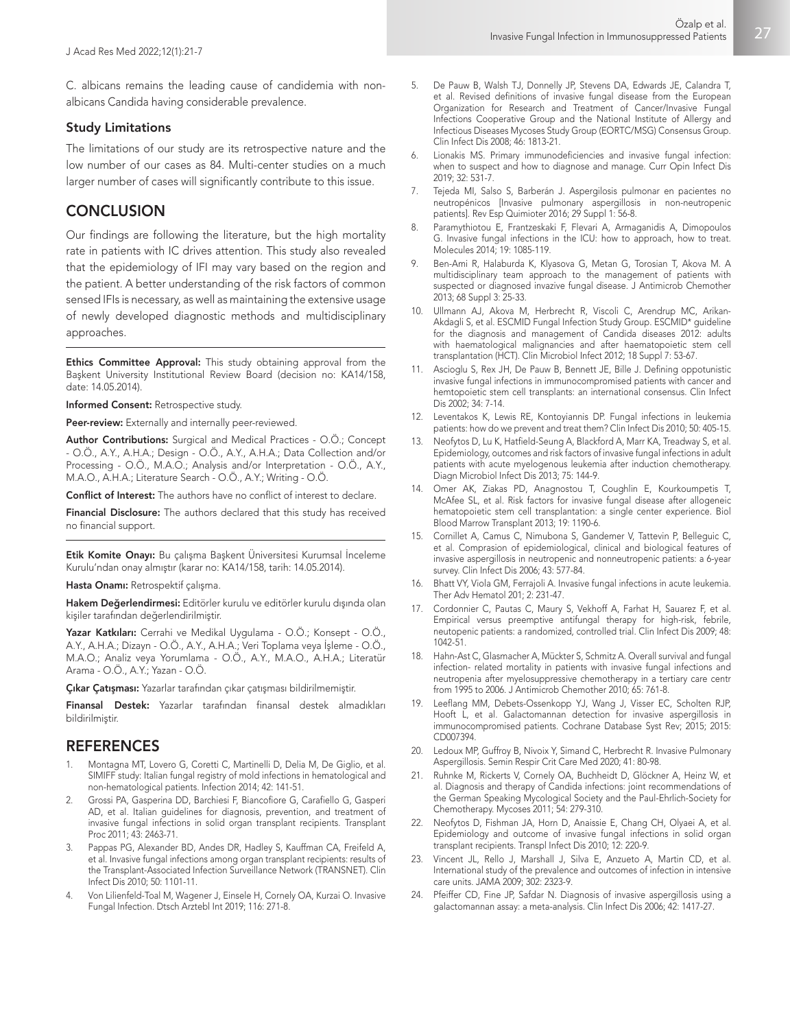C. albicans remains the leading cause of candidemia with non-albicans Candida having considerable prevalence.

### Study Limitations

The limitations of our study are its retrospective nature and the low number of our cases as 84. Multi-center studies on a much larger number of cases will significantly contribute to this issue.

## CONCLUSION

Our findings are following the literature, but the high mortality rate in patients with IC drives attention. This study also revealed that the epidemiology of IFI may vary based on the region and the patient. A better understanding of the risk factors of common sensed IFIs is necessary, as well as maintaining the extensive usage of newly developed diagnostic methods and multidisciplinary approaches.

**Ethics Committee Approval:** This study obtaining approval from the Başkent University Institutional Review Board (decision no: KA14/158, date: 14.05.2014).

**Informed Consent:** Retrospective study.

**Peer-review:** Externally and internally peer-reviewed.

**Author Contributions:** Surgical and Medical Practices - O.Ö.; Concept - O.Ö., A.Y., A.H.A.; Design - O.Ö., A.Y., A.H.A.; Data Collection and/or Processing - O.Ö., M.A.O.; Analysis and/or Interpretation - O.Ö., A.Y., M.A.O., A.H.A.; Literature Search - O.Ö., A.Y.; Writing - O.Ö.

**Conflict of Interest:** The authors have no conflict of interest to declare.

**Financial Disclosure:** The authors declared that this study has received no financial support.

**Etik Komite Onayı:** Bu çalışma Başkent Üniversitesi Kurumsal İnceleme Kurulu'ndan onay almıştır (karar no: KA14/158, tarih: 14.05.2014).

**Hasta Onamı:** Retrospektif çalışma.

**Hakem Değerlendirmesi:** Editörler kurulu ve editörler kurulu dışında olan kişiler tarafından değerlendirilmiştir.

**Yazar Katkıları:** Cerrahi ve Medikal Uygulama - O.Ö.; Konsept - O.Ö., A.Y., A.H.A.; Dizayn - O.Ö., A.Y., A.H.A.; Veri Toplama veya İşleme - O.Ö., M.A.O.; Analiz veya Yorumlama - O.Ö., A.Y., M.A.O., A.H.A.; Literatür Arama - O.Ö., A.Y.; Yazan - O.Ö.

**Çıkar Çatışması:** Yazarlar tarafından çıkar çatışması bildirilmemiştir.

**Finansal Destek:** Yazarlar tarafından finansal destek almadıkları bildirilmiştir.

## REFERENCES

1. Montagna MT, Lovero G, Coretti C, Martinelli D, Delia M, De Giglio, et al. SIMIFF study: Italian fungal registry of mold infections in hematological and non-hematological patients. Infection 2014; 42: 141-51.
2. Grossi PA, Gasperina DD, Barchiesi F, Biancofiore G, Carafiello G, Gasperi AD, et al. Italian guidelines for diagnosis, prevention, and treatment of invasive fungal infections in solid organ transplant recipients. Transplant Proc 2011; 43: 2463-71.
3. Pappas PG, Alexander BD, Andes DR, Hadley S, Kauffman CA, Freifeld A, et al. Invasive fungal infections among organ transplant recipients: results of the Transplant-Associated Infection Surveillance Network (TRANSNET). Clin Infect Dis 2010; 50: 1101-11.
4. Von Lilienfeld-Toal M, Wagener J, Einsele H, Cornely OA, Kurzai O. Invasive Fungal Infection. Dtsch Arztebl Int 2019; 116: 271-8.
5. De Pauw B, Walsh TJ, Donnelly JP, Stevens DA, Edwards JE, Calandra T, et al. Revised definitions of invasive fungal disease from the European Organization for Research and Treatment of Cancer/Invasive Fungal Infections Cooperative Group and the National Institute of Allergy and Infectious Diseases Mycoses Study Group (EORTC/MSG) Consensus Group. Clin Infect Dis 2008; 46: 1813-21.
6. Lionakis MS. Primary immunodeficiencies and invasive fungal infection: when to suspect and how to diagnose and manage. Curr Opin Infect Dis 2019; 32: 531-7.
7. Tejeda MI, Salso S, Barberán J. Aspergilosis pulmonar en pacientes no neutropénicos [Invasive pulmonary aspergillosis in non-neutropenic patients]. Rev Esp Quimioter 2016; 29 Suppl 1: 56-8.
8. Paramythiotou E, Frantzeskaki F, Flevari A, Armaganidis A, Dimopoulos G. Invasive fungal infections in the ICU: how to approach, how to treat. Molecules 2014; 19: 1085-119.
9. Ben-Ami R, Halaburda K, Klyasova G, Metan G, Torosian T, Akova M. A multidisciplinary team approach to the management of patients with suspected or diagnosed invazive fungal disease. J Antimicrob Chemother 2013; 68 Suppl 3: 25-33.
10. Ullmann AJ, Akova M, Herbrecht R, Viscoli C, Arendrup MC, Arikan-Akdagli S, et al. ESCMID Fungal Infection Study Group. ESCMID* guideline for the diagnosis and management of Candida diseases 2012: adults with haematological malignancies and after haematopoietic stem cell transplantation (HCT). Clin Microbiol Infect 2012; 18 Suppl 7: 53-67.
11. Ascioglu S, Rex JH, De Pauw B, Bennett JE, Bille J. Defining oppotunistic invasive fungal infections in immunocompromised patients with cancer and hemtopoietic stem cell transplants: an international consensus. Clin Infect Dis 2002; 34: 7-14.
12. Leventakos K, Lewis RE, Kontoyiannis DP. Fungal infections in leukemia patients: how do we prevent and treat them? Clin Infect Dis 2010; 50: 405-15.
13. Neofytos D, Lu K, Hatfield-Seung A, Blackford A, Marr KA, Treadway S, et al. Epidemiology, outcomes and risk factors of invasive fungal infections in adult patients with acute myelogenous leukemia after induction chemotherapy. Diagn Microbiol Infect Dis 2013; 75: 144-9.
14. Omer AK, Ziakas PD, Anagnostou T, Coughlin E, Kourkoumpetis T, McAfee SL, et al. Risk factors for invasive fungal disease after allogeneic hematopoietic stem cell transplantation: a single center experience. Biol Blood Marrow Transplant 2013; 19: 1190-6.
15. Cornillet A, Camus C, Nimubona S, Gandemer V, Tattevin P, Belleguic C, et al. Comprasion of epidemiological, clinical and biological features of invasive aspergillosis in neutropenic and nonneutropenic patients: a 6-year survey. Clin Infect Dis 2006; 43: 577-84.
16. Bhatt VY, Viola GM, Ferrajoli A. Invasive fungal infections in acute leukemia. Ther Adv Hematol 201; 2: 231-47.
17. Cordonnier C, Pautas C, Maury S, Vekhoff A, Farhat H, Sauarez F, et al. Empirical versus preemptive antifungal therapy for high-risk, febrile, neutopenic patients: a randomized, controlled trial. Clin Infect Dis 2009; 48: 1042-51.
18. Hahn-Ast C, Glasmacher A, Mückter S, Schmitz A. Overall survival and fungal infection- related mortality in patients with invasive fungal infections and neutropenia after myelosuppressive chemotherapy in a tertiary care centr from 1995 to 2006. J Antimicrob Chemother 2010; 65: 761-8.
19. Leeflang MM, Debets-Ossenkopp YJ, Wang J, Visser EC, Scholten RJP, Hooft L, et al. Galactomannan detection for invasive aspergillosis in immunocompromised patients. Cochrane Database Syst Rev; 2015; 2015: CD007394.
20. Ledoux MP, Guffroy B, Nivoix Y, Simand C, Herbrecht R. Invasive Pulmonary Aspergillosis. Semin Respir Crit Care Med 2020; 41: 80-98.
21. Ruhnke M, Rickerts V, Cornely OA, Buchheidt D, Glöckner A, Heinz W, et al. Diagnosis and therapy of Candida infections: joint recommendations of the German Speaking Mycological Society and the Paul-Ehrlich-Society for Chemotherapy. Mycoses 2011; 54: 279-310.
22. Neofytos D, Fishman JA, Horn D, Anaissie E, Chang CH, Olyaei A, et al. Epidemiology and outcome of invasive fungal infections in solid organ transplant recipients. Transpl Infect Dis 2010; 12: 220-9.
23. Vincent JL, Rello J, Marshall J, Silva E, Anzueto A, Martin CD, et al. International study of the prevalence and outcomes of infection in intensive care units. JAMA 2009; 302: 2323-9.
24. Pfeiffer CD, Fine JP, Safdar N. Diagnosis of invasive aspergillosis using a galactomannan assay: a meta-analysis. Clin Infect Dis 2006; 42: 1417-27.